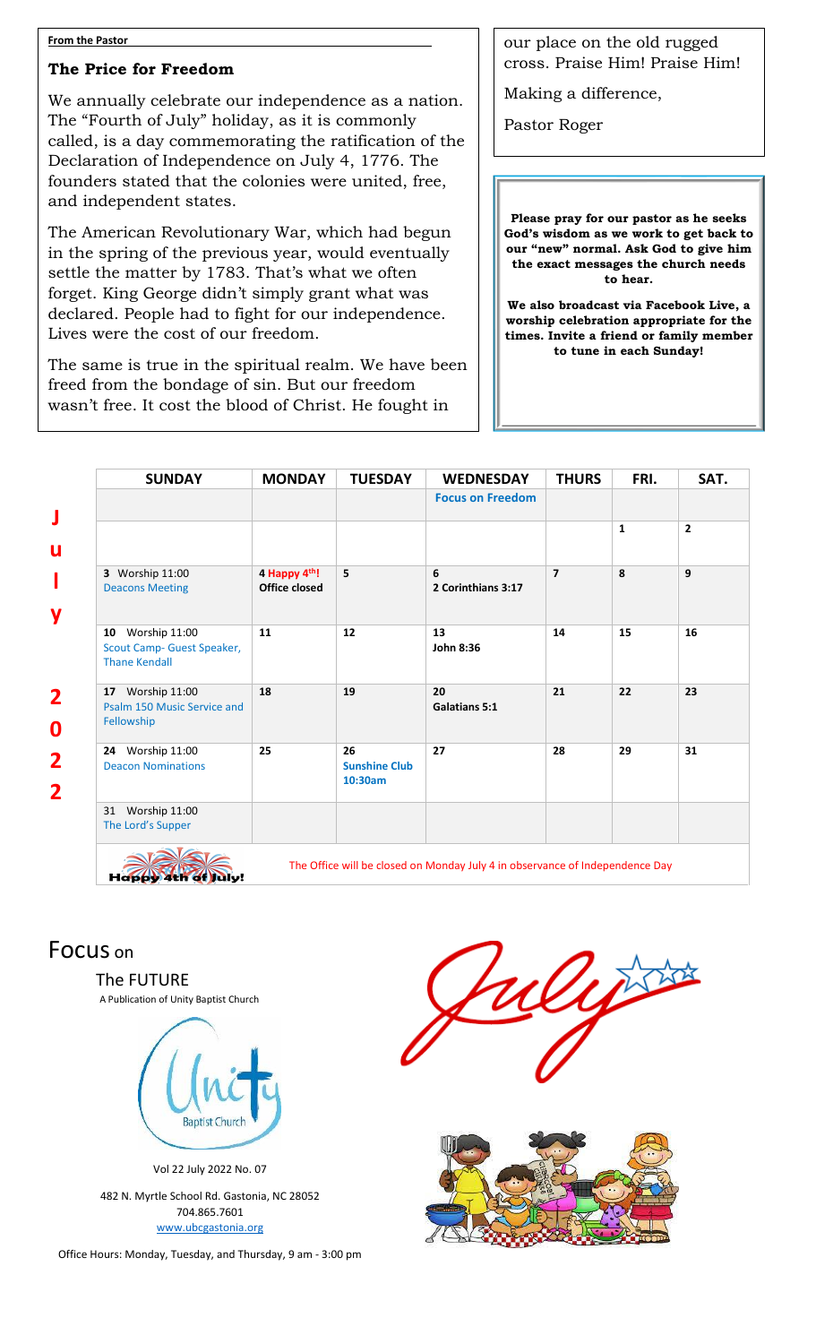**From the Pastor**

### The Price for Freedom

We annually celebrate our independence as a nation. The "Fourth of July" holiday, as it is commonly called, is a day commemorating the ratification of the Declaration of Independence on July 4, 1776. The founders stated that the colonies were united, free, and independent states.

The American Revolutionary War, which had begun in the spring of the previous year, would eventually settle the matter by 1783. That's what we often forget. King George didn't simply grant what was declared. People had to fight for our independence. Lives were the cost of our freedom.

The same is true in the spiritual realm. We have been freed from the bondage of sin. But our freedom wasn't free. It cost the blood of Christ. He fought in our place on the old rugged cross. Praise Him! Praise Him!

Making a difference,

Pastor Roger

**Please pray for our pastor as he seeks God's wisdom as we work to get back to our "new" normal. Ask God to give him the exact messages the church needs to hear.**

**We also broadcast via Facebook Live, a worship celebration appropriate for the times. Invite a friend or family member to tune in each Sunday!**

## July 2022

| SUNDAY | MONDAY | TUESDAY | WEDNESDAY | THURS | FRI. | SAT. |
|---|---|---|---|---|---|---|
| | | | **Focus on Freedom** | | | |
| | | | | | **1** | **2** |
| **3** Worship 11:00 Deacons Meeting | **4 Happy 4th! Office closed** | **5** | **6 2 Corinthians 3:17** | **7** | **8** | **9** |
| **10** Worship 11:00 Scout Camp- Guest Speaker, Thane Kendall | **11** | **12** | **13 John 8:36** | **14** | **15** | **16** |
| **17** Worship 11:00 Psalm 150 Music Service and Fellowship | **18** | **19** | **20 Galatians 5:1** | **21** | **22** | **23** |
| **24** Worship 11:00 Deacon Nominations | **25** | **26 Sunshine Club 10:30am** | **27** | **28** | **29** | **31** |
| 31 Worship 11:00 The Lord's Supper | | | | | | |

Happy 4th of July!

The Office will be closed on Monday July 4 in observance of Independence Day

# Focus on

## The FUTURE

A Publication of Unity Baptist Church

Unity Baptist Church

Vol 22 July 2022 No. 07

482 N. Myrtle School Rd. Gastonia, NC 28052
704.865.7601
www.ubcgastonia.org

Office Hours: Monday, Tuesday, and Thursday, 9 am - 3:00 pm

July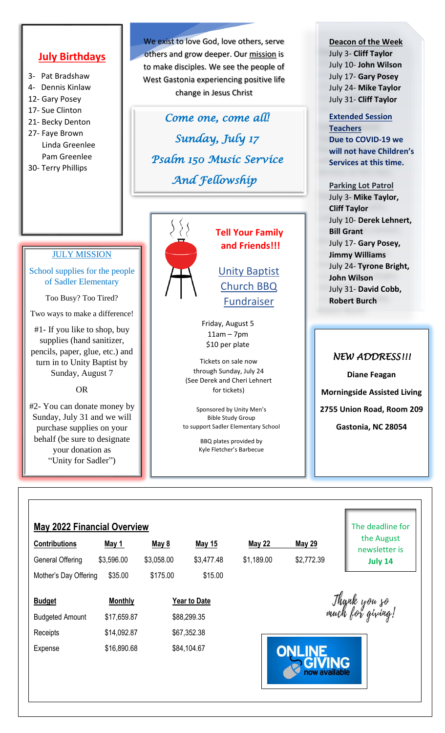## July Birthdays

- 3- Pat Bradshaw
- 4- Dennis Kinlaw
- 12- Gary Posey
- 17- Sue Clinton
- 21- Becky Denton
- 27- Faye Brown
  - Linda Greenlee
  - Pam Greenlee
- 30- Terry Phillips

We exist to love God, love others, serve others and grow deeper. Our mission is to make disciples. We see the people of West Gastonia experiencing positive life change in Jesus Christ

*Come one, come all!*
*Sunday, July 17*
*Psalm 150 Music Service*
*And Fellowship*

**Deacon of the Week**
July 3- **Cliff Taylor**
July 10- **John Wilson**
July 17- **Gary Posey**
July 24- **Mike Taylor**
July 31- **Cliff Taylor**

**Extended Session Teachers**
**Due to COVID-19 we will not have Children's Services at this time.**

**Parking Lot Patrol**
July 3- **Mike Taylor, Cliff Taylor**
July 10- **Derek Lehnert, Bill Grant**
July 17- **Gary Posey, Jimmy Williams**
July 24- **Tyrone Bright, John Wilson**
July 31- **David Cobb, Robert Burch**

JULY MISSION

School supplies for the people of Sadler Elementary

Too Busy? Too Tired?

Two ways to make a difference!

#1- If you like to shop, buy supplies (hand sanitizer, pencils, paper, glue, etc.) and turn in to Unity Baptist by Sunday, August 7

OR

#2- You can donate money by Sunday, July 31 and we will purchase supplies on your behalf (be sure to designate your donation as "Unity for Sadler")

**Tell Your Family and Friends!!!**

Unity Baptist Church BBQ Fundraiser

Friday, August 5
11am – 7pm
$10 per plate

Tickets on sale now through Sunday, July 24
(See Derek and Cheri Lehnert for tickets)

Sponsored by Unity Men's Bible Study Group to support Sadler Elementary School

BBQ plates provided by Kyle Fletcher's Barbecue

*NEW ADDRESS!!!*

**Diane Feagan**
**Morningside Assisted Living**
**2755 Union Road, Room 209**
**Gastonia, NC 28054**

## May 2022 Financial Overview

| Contributions | May 1 | May 8 | May 15 | May 22 | May 29 |
|---|---|---|---|---|---|
| General Offering | $3,596.00 | $3,058.00 | $3,477.48 | $1,189.00 | $2,772.39 |
| Mother's Day Offering | $35.00 | $175.00 | $15.00 | | |

| Budget | Monthly | Year to Date |
|---|---|---|
| Budgeted Amount | $17,659.87 | $88,299.35 |
| Receipts | $14,092.87 | $67,352.38 |
| Expense | $16,890.68 | $84,104.67 |

The deadline for the August newsletter is **July 14**

*Thank you so much for giving!*

ONLINE GIVING now available